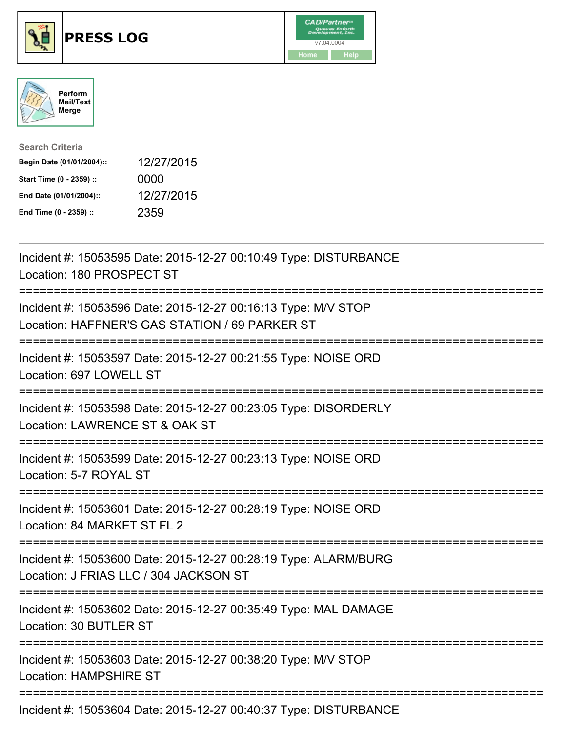# PRESS LOG

CAD/Partner™ v7.04.0004

Home Help

Perform Mail/Text Merge

**Search Criteria**

| | |
|---|---|
| **Begin Date (01/01/2004)::** | 12/27/2015 |
| **Start Time (0 - 2359) ::** | 0000 |
| **End Date (01/01/2004)::** | 12/27/2015 |
| **End Time (0 - 2359) ::** | 2359 |

---

Incident #: 15053595 Date: 2015-12-27 00:10:49 Type: DISTURBANCE
Location: 180 PROSPECT ST

===========================================================================

Incident #: 15053596 Date: 2015-12-27 00:16:13 Type: M/V STOP
Location: HAFFNER'S GAS STATION / 69 PARKER ST

===========================================================================

Incident #: 15053597 Date: 2015-12-27 00:21:55 Type: NOISE ORD
Location: 697 LOWELL ST

===========================================================================

Incident #: 15053598 Date: 2015-12-27 00:23:05 Type: DISORDERLY
Location: LAWRENCE ST & OAK ST

===========================================================================

Incident #: 15053599 Date: 2015-12-27 00:23:13 Type: NOISE ORD
Location: 5-7 ROYAL ST

===========================================================================

Incident #: 15053601 Date: 2015-12-27 00:28:19 Type: NOISE ORD
Location: 84 MARKET ST FL 2

===========================================================================

Incident #: 15053600 Date: 2015-12-27 00:28:19 Type: ALARM/BURG
Location: J FRIAS LLC / 304 JACKSON ST

===========================================================================

Incident #: 15053602 Date: 2015-12-27 00:35:49 Type: MAL DAMAGE
Location: 30 BUTLER ST

===========================================================================

Incident #: 15053603 Date: 2015-12-27 00:38:20 Type: M/V STOP
Location: HAMPSHIRE ST

===========================================================================

Incident #: 15053604 Date: 2015-12-27 00:40:37 Type: DISTURBANCE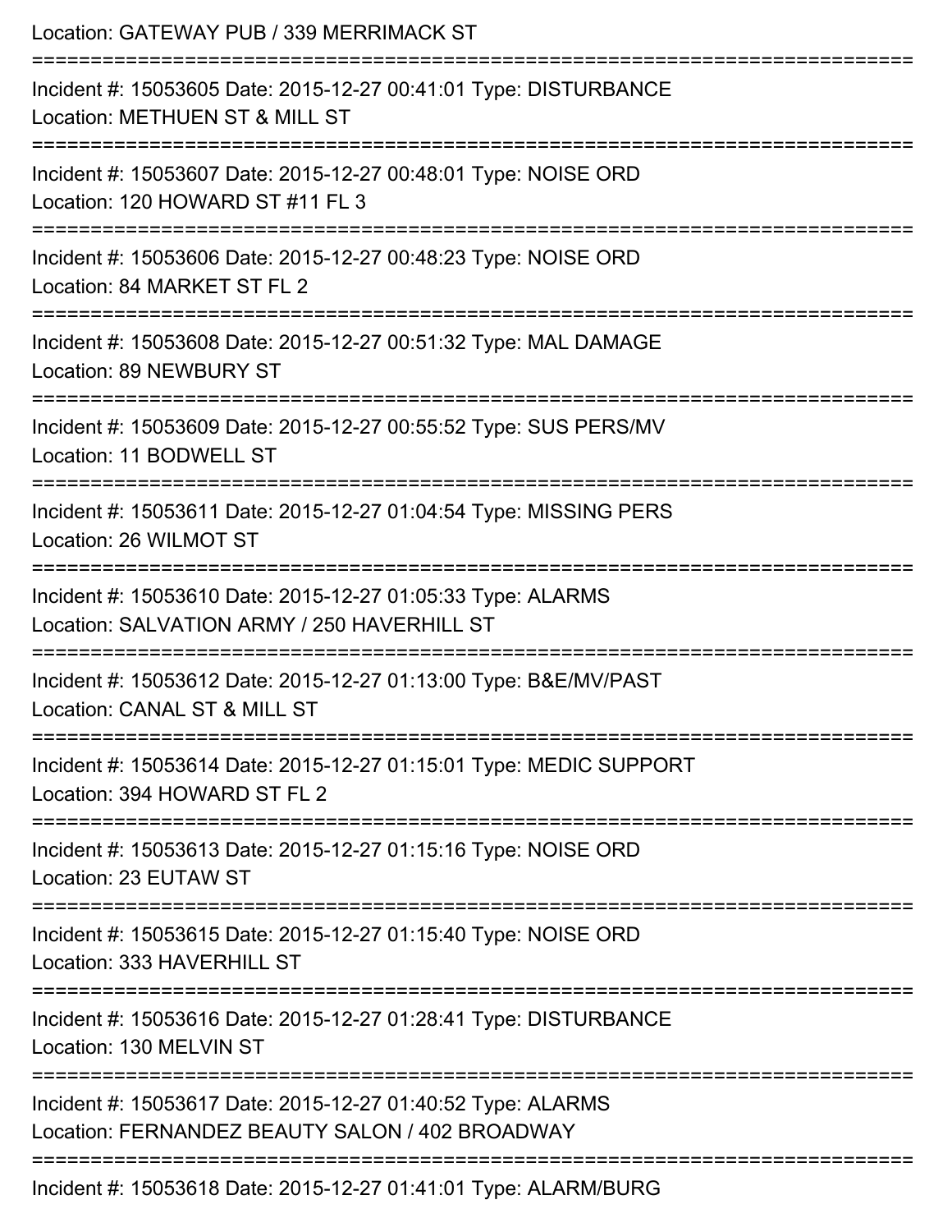Location: GATEWAY PUB / 339 MERRIMACK ST

===========================================================================

Incident #: 15053605 Date: 2015-12-27 00:41:01 Type: DISTURBANCE
Location: METHUEN ST & MILL ST

===========================================================================

Incident #: 15053607 Date: 2015-12-27 00:48:01 Type: NOISE ORD
Location: 120 HOWARD ST #11 FL 3

===========================================================================

Incident #: 15053606 Date: 2015-12-27 00:48:23 Type: NOISE ORD
Location: 84 MARKET ST FL 2

===========================================================================

Incident #: 15053608 Date: 2015-12-27 00:51:32 Type: MAL DAMAGE
Location: 89 NEWBURY ST

===========================================================================

Incident #: 15053609 Date: 2015-12-27 00:55:52 Type: SUS PERS/MV
Location: 11 BODWELL ST

===========================================================================

Incident #: 15053611 Date: 2015-12-27 01:04:54 Type: MISSING PERS
Location: 26 WILMOT ST

===========================================================================

Incident #: 15053610 Date: 2015-12-27 01:05:33 Type: ALARMS
Location: SALVATION ARMY / 250 HAVERHILL ST

===========================================================================

Incident #: 15053612 Date: 2015-12-27 01:13:00 Type: B&E/MV/PAST
Location: CANAL ST & MILL ST

===========================================================================

Incident #: 15053614 Date: 2015-12-27 01:15:01 Type: MEDIC SUPPORT
Location: 394 HOWARD ST FL 2

===========================================================================

Incident #: 15053613 Date: 2015-12-27 01:15:16 Type: NOISE ORD
Location: 23 EUTAW ST

===========================================================================

Incident #: 15053615 Date: 2015-12-27 01:15:40 Type: NOISE ORD
Location: 333 HAVERHILL ST

===========================================================================

Incident #: 15053616 Date: 2015-12-27 01:28:41 Type: DISTURBANCE
Location: 130 MELVIN ST

===========================================================================

Incident #: 15053617 Date: 2015-12-27 01:40:52 Type: ALARMS
Location: FERNANDEZ BEAUTY SALON / 402 BROADWAY

===========================================================================

Incident #: 15053618 Date: 2015-12-27 01:41:01 Type: ALARM/BURG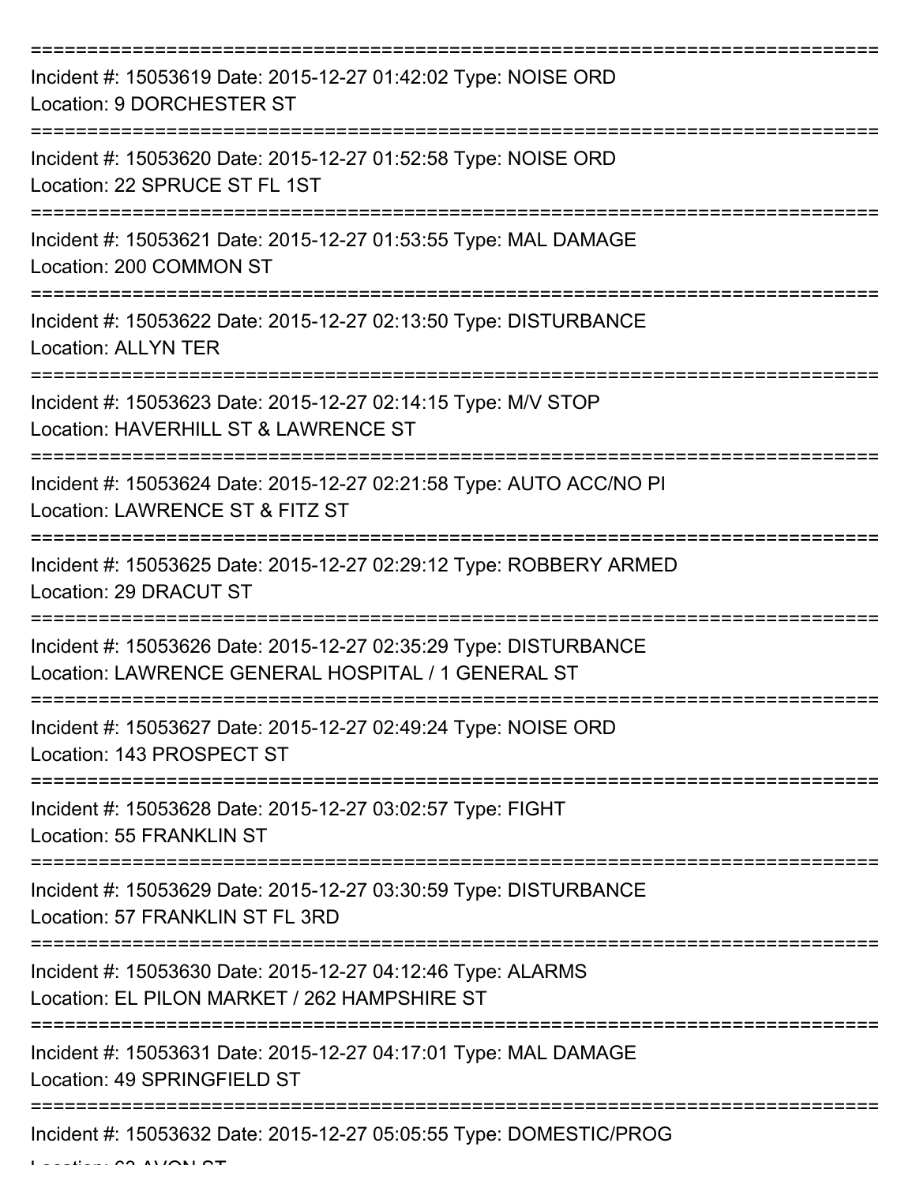===========================================================================

Incident #: 15053619 Date: 2015-12-27 01:42:02 Type: NOISE ORD
Location: 9 DORCHESTER ST

===========================================================================

Incident #: 15053620 Date: 2015-12-27 01:52:58 Type: NOISE ORD
Location: 22 SPRUCE ST FL 1ST

===========================================================================

Incident #: 15053621 Date: 2015-12-27 01:53:55 Type: MAL DAMAGE
Location: 200 COMMON ST

===========================================================================

Incident #: 15053622 Date: 2015-12-27 02:13:50 Type: DISTURBANCE
Location: ALLYN TER

===========================================================================

Incident #: 15053623 Date: 2015-12-27 02:14:15 Type: M/V STOP
Location: HAVERHILL ST & LAWRENCE ST

===========================================================================

Incident #: 15053624 Date: 2015-12-27 02:21:58 Type: AUTO ACC/NO PI
Location: LAWRENCE ST & FITZ ST

===========================================================================

Incident #: 15053625 Date: 2015-12-27 02:29:12 Type: ROBBERY ARMED
Location: 29 DRACUT ST

===========================================================================

Incident #: 15053626 Date: 2015-12-27 02:35:29 Type: DISTURBANCE
Location: LAWRENCE GENERAL HOSPITAL / 1 GENERAL ST

===========================================================================

Incident #: 15053627 Date: 2015-12-27 02:49:24 Type: NOISE ORD
Location: 143 PROSPECT ST

===========================================================================

Incident #: 15053628 Date: 2015-12-27 03:02:57 Type: FIGHT
Location: 55 FRANKLIN ST

===========================================================================

Incident #: 15053629 Date: 2015-12-27 03:30:59 Type: DISTURBANCE
Location: 57 FRANKLIN ST FL 3RD

===========================================================================

Incident #: 15053630 Date: 2015-12-27 04:12:46 Type: ALARMS
Location: EL PILON MARKET / 262 HAMPSHIRE ST

===========================================================================

Incident #: 15053631 Date: 2015-12-27 04:17:01 Type: MAL DAMAGE
Location: 49 SPRINGFIELD ST

===========================================================================

Incident #: 15053632 Date: 2015-12-27 05:05:55 Type: DOMESTIC/PROG
Location: 63 AVON ST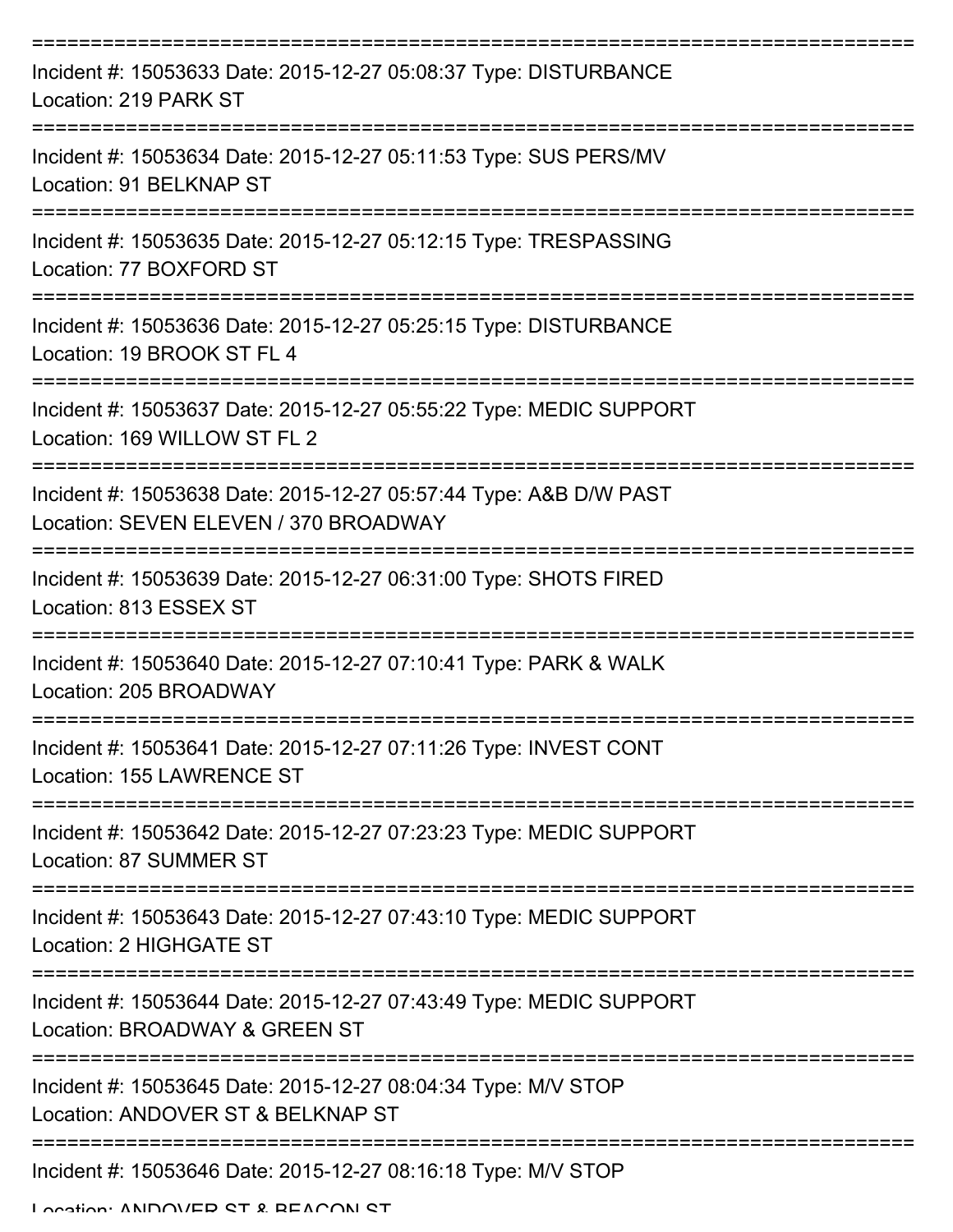===========================================================================

Incident #: 15053633 Date: 2015-12-27 05:08:37 Type: DISTURBANCE
Location: 219 PARK ST

===========================================================================

Incident #: 15053634 Date: 2015-12-27 05:11:53 Type: SUS PERS/MV
Location: 91 BELKNAP ST

===========================================================================

Incident #: 15053635 Date: 2015-12-27 05:12:15 Type: TRESPASSING
Location: 77 BOXFORD ST

===========================================================================

Incident #: 15053636 Date: 2015-12-27 05:25:15 Type: DISTURBANCE
Location: 19 BROOK ST FL 4

===========================================================================

Incident #: 15053637 Date: 2015-12-27 05:55:22 Type: MEDIC SUPPORT
Location: 169 WILLOW ST FL 2

===========================================================================

Incident #: 15053638 Date: 2015-12-27 05:57:44 Type: A&B D/W PAST
Location: SEVEN ELEVEN / 370 BROADWAY

===========================================================================

Incident #: 15053639 Date: 2015-12-27 06:31:00 Type: SHOTS FIRED
Location: 813 ESSEX ST

===========================================================================

Incident #: 15053640 Date: 2015-12-27 07:10:41 Type: PARK & WALK
Location: 205 BROADWAY

===========================================================================

Incident #: 15053641 Date: 2015-12-27 07:11:26 Type: INVEST CONT
Location: 155 LAWRENCE ST

===========================================================================

Incident #: 15053642 Date: 2015-12-27 07:23:23 Type: MEDIC SUPPORT
Location: 87 SUMMER ST

===========================================================================

Incident #: 15053643 Date: 2015-12-27 07:43:10 Type: MEDIC SUPPORT
Location: 2 HIGHGATE ST

===========================================================================

Incident #: 15053644 Date: 2015-12-27 07:43:49 Type: MEDIC SUPPORT
Location: BROADWAY & GREEN ST

===========================================================================

Incident #: 15053645 Date: 2015-12-27 08:04:34 Type: M/V STOP
Location: ANDOVER ST & BELKNAP ST

===========================================================================

Incident #: 15053646 Date: 2015-12-27 08:16:18 Type: M/V STOP
Location: ANDOVER ST & BEACON ST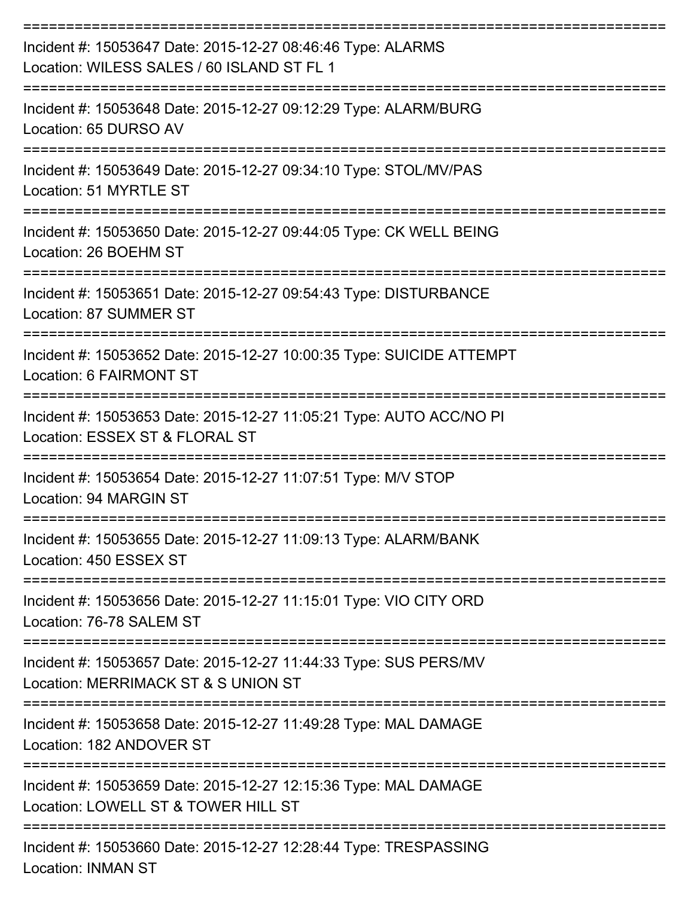===========================================================================

Incident #: 15053647 Date: 2015-12-27 08:46:46 Type: ALARMS
Location: WILESS SALES / 60 ISLAND ST FL 1

===========================================================================

Incident #: 15053648 Date: 2015-12-27 09:12:29 Type: ALARM/BURG
Location: 65 DURSO AV

===========================================================================

Incident #: 15053649 Date: 2015-12-27 09:34:10 Type: STOL/MV/PAS
Location: 51 MYRTLE ST

===========================================================================

Incident #: 15053650 Date: 2015-12-27 09:44:05 Type: CK WELL BEING
Location: 26 BOEHM ST

===========================================================================

Incident #: 15053651 Date: 2015-12-27 09:54:43 Type: DISTURBANCE
Location: 87 SUMMER ST

===========================================================================

Incident #: 15053652 Date: 2015-12-27 10:00:35 Type: SUICIDE ATTEMPT
Location: 6 FAIRMONT ST

===========================================================================

Incident #: 15053653 Date: 2015-12-27 11:05:21 Type: AUTO ACC/NO PI
Location: ESSEX ST & FLORAL ST

===========================================================================

Incident #: 15053654 Date: 2015-12-27 11:07:51 Type: M/V STOP
Location: 94 MARGIN ST

===========================================================================

Incident #: 15053655 Date: 2015-12-27 11:09:13 Type: ALARM/BANK
Location: 450 ESSEX ST

===========================================================================

Incident #: 15053656 Date: 2015-12-27 11:15:01 Type: VIO CITY ORD
Location: 76-78 SALEM ST

===========================================================================

Incident #: 15053657 Date: 2015-12-27 11:44:33 Type: SUS PERS/MV
Location: MERRIMACK ST & S UNION ST

===========================================================================

Incident #: 15053658 Date: 2015-12-27 11:49:28 Type: MAL DAMAGE
Location: 182 ANDOVER ST

===========================================================================

Incident #: 15053659 Date: 2015-12-27 12:15:36 Type: MAL DAMAGE
Location: LOWELL ST & TOWER HILL ST

===========================================================================

Incident #: 15053660 Date: 2015-12-27 12:28:44 Type: TRESPASSING
Location: INMAN ST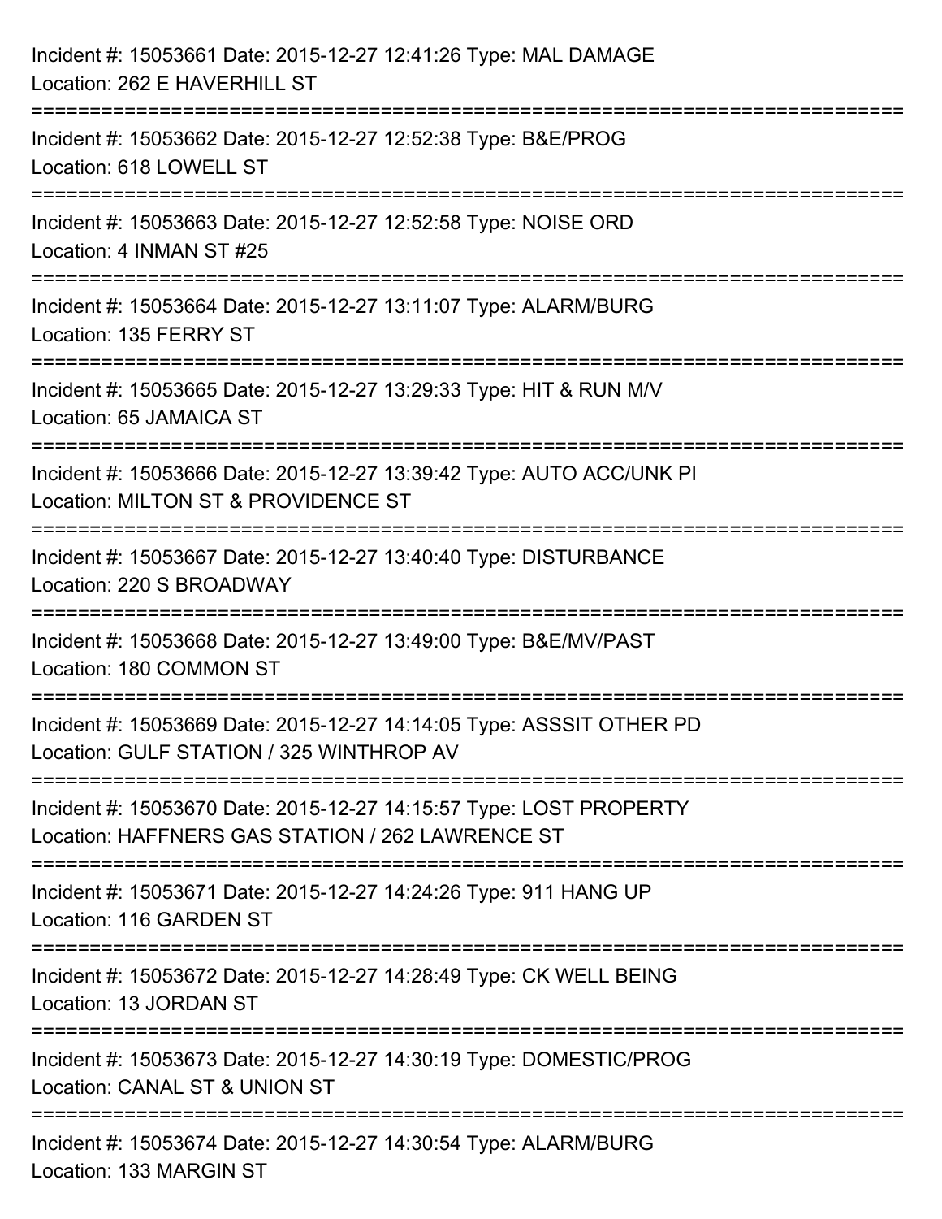Incident #: 15053661 Date: 2015-12-27 12:41:26 Type: MAL DAMAGE
Location: 262 E HAVERHILL ST

===========================================================================

Incident #: 15053662 Date: 2015-12-27 12:52:38 Type: B&E/PROG
Location: 618 LOWELL ST

===========================================================================

Incident #: 15053663 Date: 2015-12-27 12:52:58 Type: NOISE ORD
Location: 4 INMAN ST #25

===========================================================================

Incident #: 15053664 Date: 2015-12-27 13:11:07 Type: ALARM/BURG
Location: 135 FERRY ST

===========================================================================

Incident #: 15053665 Date: 2015-12-27 13:29:33 Type: HIT & RUN M/V
Location: 65 JAMAICA ST

===========================================================================

Incident #: 15053666 Date: 2015-12-27 13:39:42 Type: AUTO ACC/UNK PI
Location: MILTON ST & PROVIDENCE ST

===========================================================================

Incident #: 15053667 Date: 2015-12-27 13:40:40 Type: DISTURBANCE
Location: 220 S BROADWAY

===========================================================================

Incident #: 15053668 Date: 2015-12-27 13:49:00 Type: B&E/MV/PAST
Location: 180 COMMON ST

===========================================================================

Incident #: 15053669 Date: 2015-12-27 14:14:05 Type: ASSSIT OTHER PD
Location: GULF STATION / 325 WINTHROP AV

===========================================================================

Incident #: 15053670 Date: 2015-12-27 14:15:57 Type: LOST PROPERTY
Location: HAFFNERS GAS STATION / 262 LAWRENCE ST

===========================================================================

Incident #: 15053671 Date: 2015-12-27 14:24:26 Type: 911 HANG UP
Location: 116 GARDEN ST

===========================================================================

Incident #: 15053672 Date: 2015-12-27 14:28:49 Type: CK WELL BEING
Location: 13 JORDAN ST

===========================================================================

Incident #: 15053673 Date: 2015-12-27 14:30:19 Type: DOMESTIC/PROG
Location: CANAL ST & UNION ST

===========================================================================

Incident #: 15053674 Date: 2015-12-27 14:30:54 Type: ALARM/BURG
Location: 133 MARGIN ST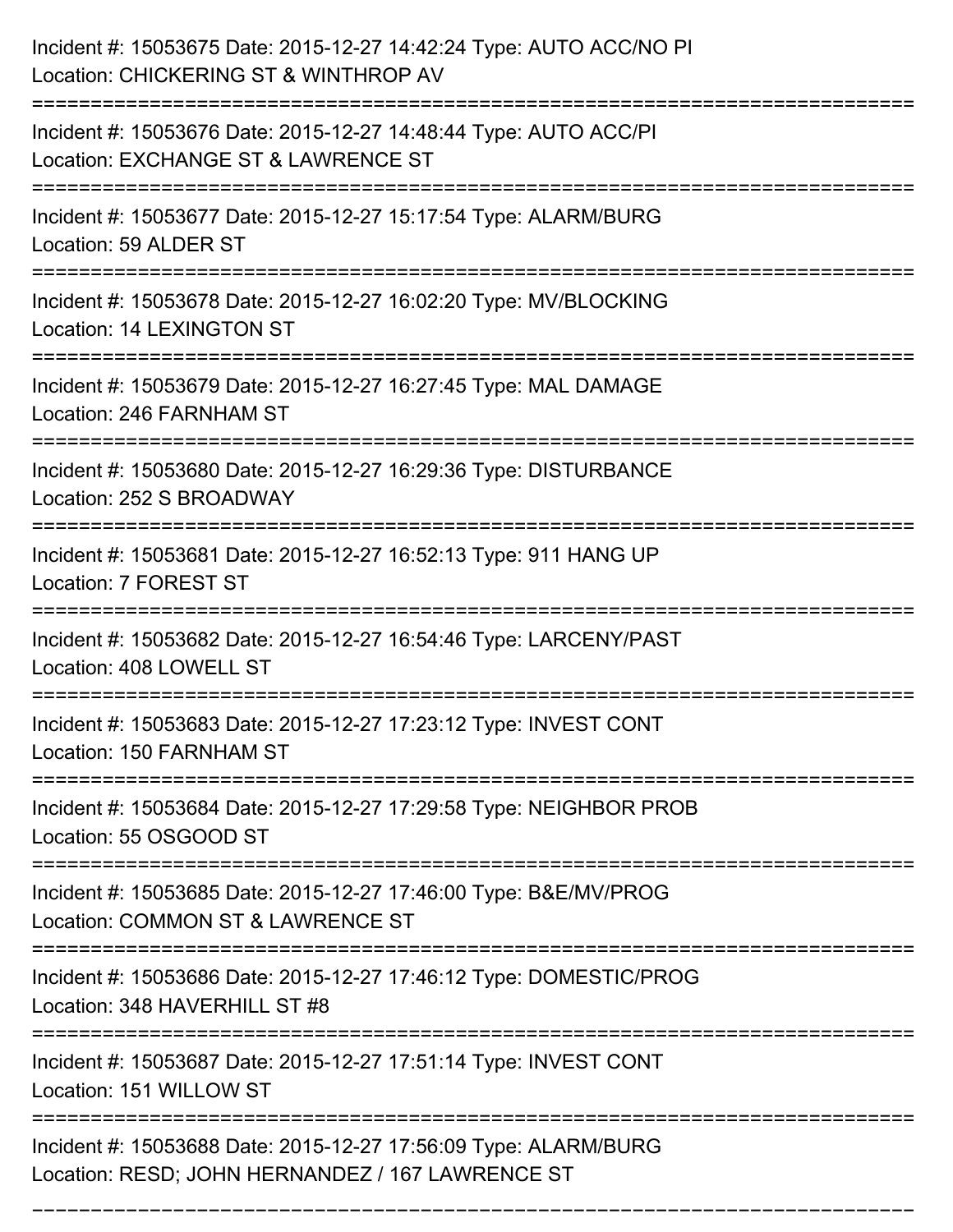Incident #: 15053675 Date: 2015-12-27 14:42:24 Type: AUTO ACC/NO PI
Location: CHICKERING ST & WINTHROP AV

===========================================================================

Incident #: 15053676 Date: 2015-12-27 14:48:44 Type: AUTO ACC/PI
Location: EXCHANGE ST & LAWRENCE ST

===========================================================================

Incident #: 15053677 Date: 2015-12-27 15:17:54 Type: ALARM/BURG
Location: 59 ALDER ST

===========================================================================

Incident #: 15053678 Date: 2015-12-27 16:02:20 Type: MV/BLOCKING
Location: 14 LEXINGTON ST

===========================================================================

Incident #: 15053679 Date: 2015-12-27 16:27:45 Type: MAL DAMAGE
Location: 246 FARNHAM ST

===========================================================================

Incident #: 15053680 Date: 2015-12-27 16:29:36 Type: DISTURBANCE
Location: 252 S BROADWAY

===========================================================================

Incident #: 15053681 Date: 2015-12-27 16:52:13 Type: 911 HANG UP
Location: 7 FOREST ST

===========================================================================

Incident #: 15053682 Date: 2015-12-27 16:54:46 Type: LARCENY/PAST
Location: 408 LOWELL ST

===========================================================================

Incident #: 15053683 Date: 2015-12-27 17:23:12 Type: INVEST CONT
Location: 150 FARNHAM ST

===========================================================================

Incident #: 15053684 Date: 2015-12-27 17:29:58 Type: NEIGHBOR PROB
Location: 55 OSGOOD ST

===========================================================================

Incident #: 15053685 Date: 2015-12-27 17:46:00 Type: B&E/MV/PROG
Location: COMMON ST & LAWRENCE ST

===========================================================================

Incident #: 15053686 Date: 2015-12-27 17:46:12 Type: DOMESTIC/PROG
Location: 348 HAVERHILL ST #8

===========================================================================

Incident #: 15053687 Date: 2015-12-27 17:51:14 Type: INVEST CONT
Location: 151 WILLOW ST

===========================================================================

Incident #: 15053688 Date: 2015-12-27 17:56:09 Type: ALARM/BURG
Location: RESD; JOHN HERNANDEZ / 167 LAWRENCE ST

===========================================================================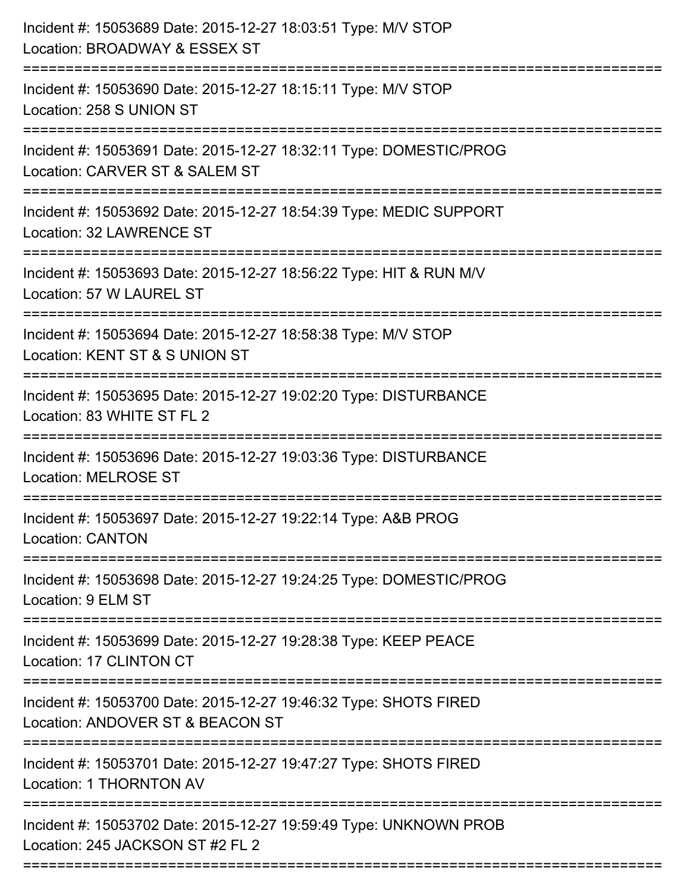Incident #: 15053689 Date: 2015-12-27 18:03:51 Type: M/V STOP
Location: BROADWAY & ESSEX ST

===========================================================================

Incident #: 15053690 Date: 2015-12-27 18:15:11 Type: M/V STOP
Location: 258 S UNION ST

===========================================================================

Incident #: 15053691 Date: 2015-12-27 18:32:11 Type: DOMESTIC/PROG
Location: CARVER ST & SALEM ST

===========================================================================

Incident #: 15053692 Date: 2015-12-27 18:54:39 Type: MEDIC SUPPORT
Location: 32 LAWRENCE ST

===========================================================================

Incident #: 15053693 Date: 2015-12-27 18:56:22 Type: HIT & RUN M/V
Location: 57 W LAUREL ST

===========================================================================

Incident #: 15053694 Date: 2015-12-27 18:58:38 Type: M/V STOP
Location: KENT ST & S UNION ST

===========================================================================

Incident #: 15053695 Date: 2015-12-27 19:02:20 Type: DISTURBANCE
Location: 83 WHITE ST FL 2

===========================================================================

Incident #: 15053696 Date: 2015-12-27 19:03:36 Type: DISTURBANCE
Location: MELROSE ST

===========================================================================

Incident #: 15053697 Date: 2015-12-27 19:22:14 Type: A&B PROG
Location: CANTON

===========================================================================

Incident #: 15053698 Date: 2015-12-27 19:24:25 Type: DOMESTIC/PROG
Location: 9 ELM ST

===========================================================================

Incident #: 15053699 Date: 2015-12-27 19:28:38 Type: KEEP PEACE
Location: 17 CLINTON CT

===========================================================================

Incident #: 15053700 Date: 2015-12-27 19:46:32 Type: SHOTS FIRED
Location: ANDOVER ST & BEACON ST

===========================================================================

Incident #: 15053701 Date: 2015-12-27 19:47:27 Type: SHOTS FIRED
Location: 1 THORNTON AV

===========================================================================

Incident #: 15053702 Date: 2015-12-27 19:59:49 Type: UNKNOWN PROB
Location: 245 JACKSON ST #2 FL 2

===========================================================================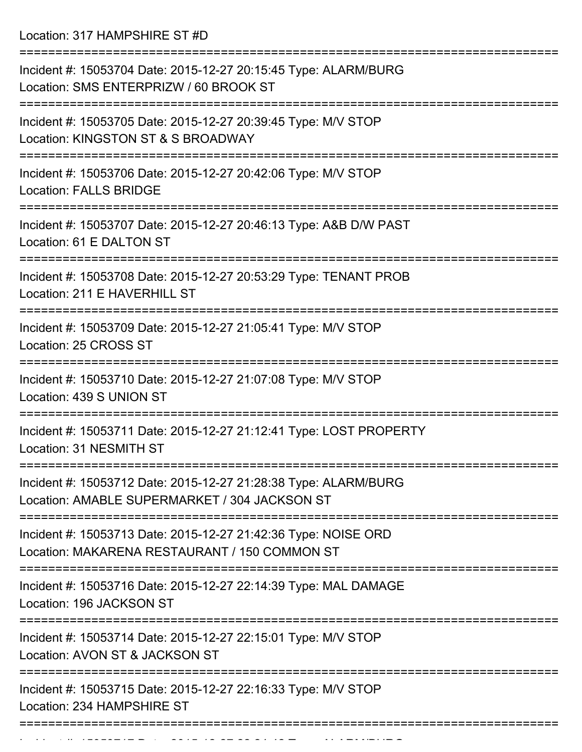Location: 317 HAMPSHIRE ST #D

===========================================================================

Incident #: 15053704 Date: 2015-12-27 20:15:45 Type: ALARM/BURG
Location: SMS ENTERPRIZW / 60 BROOK ST

===========================================================================

Incident #: 15053705 Date: 2015-12-27 20:39:45 Type: M/V STOP
Location: KINGSTON ST & S BROADWAY

===========================================================================

Incident #: 15053706 Date: 2015-12-27 20:42:06 Type: M/V STOP
Location: FALLS BRIDGE

===========================================================================

Incident #: 15053707 Date: 2015-12-27 20:46:13 Type: A&B D/W PAST
Location: 61 E DALTON ST

===========================================================================

Incident #: 15053708 Date: 2015-12-27 20:53:29 Type: TENANT PROB
Location: 211 E HAVERHILL ST

===========================================================================

Incident #: 15053709 Date: 2015-12-27 21:05:41 Type: M/V STOP
Location: 25 CROSS ST

===========================================================================

Incident #: 15053710 Date: 2015-12-27 21:07:08 Type: M/V STOP
Location: 439 S UNION ST

===========================================================================

Incident #: 15053711 Date: 2015-12-27 21:12:41 Type: LOST PROPERTY
Location: 31 NESMITH ST

===========================================================================

Incident #: 15053712 Date: 2015-12-27 21:28:38 Type: ALARM/BURG
Location: AMABLE SUPERMARKET / 304 JACKSON ST

===========================================================================

Incident #: 15053713 Date: 2015-12-27 21:42:36 Type: NOISE ORD
Location: MAKARENA RESTAURANT / 150 COMMON ST

===========================================================================

Incident #: 15053716 Date: 2015-12-27 22:14:39 Type: MAL DAMAGE
Location: 196 JACKSON ST

===========================================================================

Incident #: 15053714 Date: 2015-12-27 22:15:01 Type: M/V STOP
Location: AVON ST & JACKSON ST

===========================================================================

Incident #: 15053715 Date: 2015-12-27 22:16:33 Type: M/V STOP
Location: 234 HAMPSHIRE ST

===========================================================================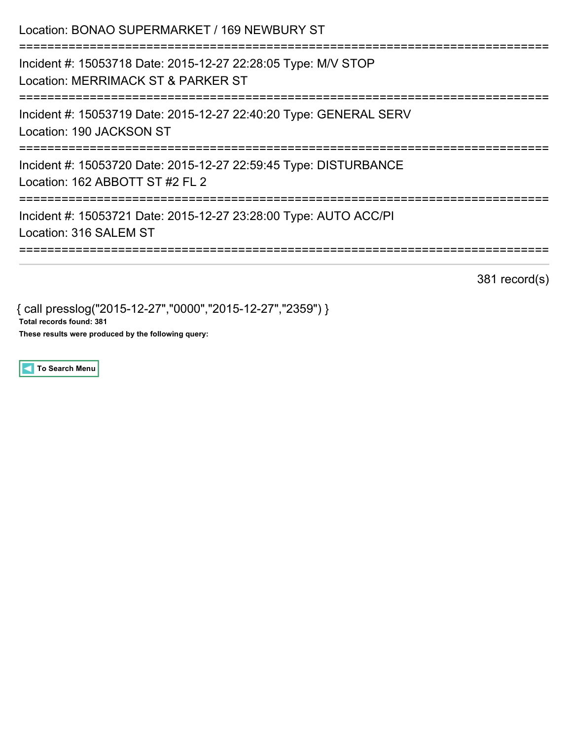Location: BONAO SUPERMARKET / 169 NEWBURY ST

===========================================================================

Incident #: 15053718 Date: 2015-12-27 22:28:05 Type: M/V STOP

Location: MERRIMACK ST & PARKER ST

===========================================================================

Incident #: 15053719 Date: 2015-12-27 22:40:20 Type: GENERAL SERV

Location: 190 JACKSON ST

===========================================================================

Incident #: 15053720 Date: 2015-12-27 22:59:45 Type: DISTURBANCE

Location: 162 ABBOTT ST #2 FL 2

===========================================================================

Incident #: 15053721 Date: 2015-12-27 23:28:00 Type: AUTO ACC/PI

Location: 316 SALEM ST

===========================================================================

381 record(s)

{ call presslog("2015-12-27","0000","2015-12-27","2359") }

**Total records found: 381**

**These results were produced by the following query:**

To Search Menu